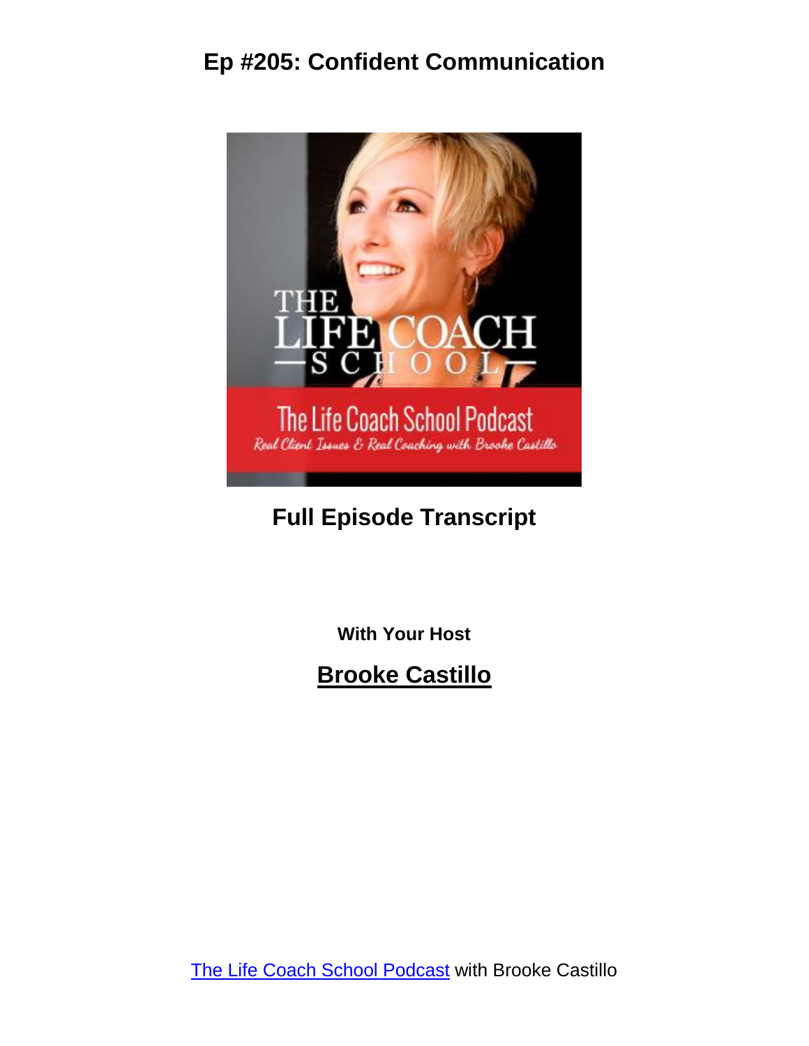# Ep #205: Confident Communication

## Full Episode Transcript

**With Your Host**

## Brooke Castillo

The Life Coach School Podcast with Brooke Castillo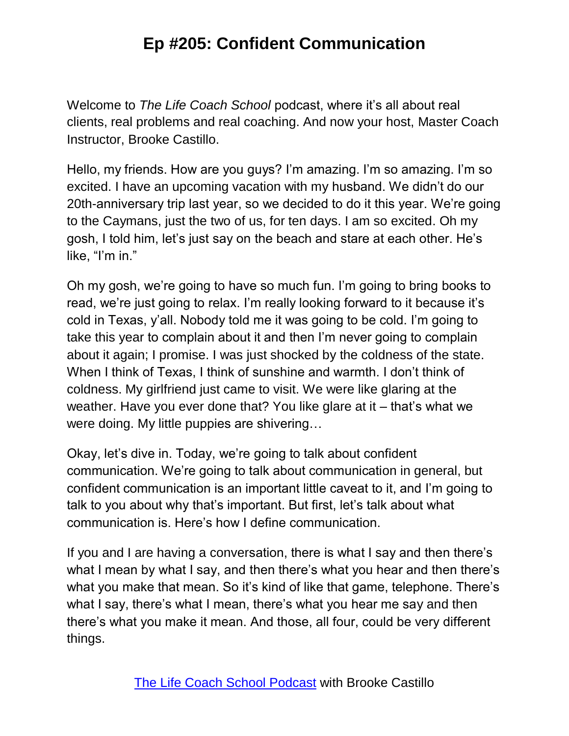Welcome to *The Life Coach School* podcast, where it's all about real clients, real problems and real coaching. And now your host, Master Coach Instructor, Brooke Castillo.

Hello, my friends. How are you guys? I'm amazing. I'm so amazing. I'm so excited. I have an upcoming vacation with my husband. We didn't do our 20th-anniversary trip last year, so we decided to do it this year. We're going to the Caymans, just the two of us, for ten days. I am so excited. Oh my gosh, I told him, let's just say on the beach and stare at each other. He's like, "I'm in."

Oh my gosh, we're going to have so much fun. I'm going to bring books to read, we're just going to relax. I'm really looking forward to it because it's cold in Texas, y'all. Nobody told me it was going to be cold. I'm going to take this year to complain about it and then I'm never going to complain about it again; I promise. I was just shocked by the coldness of the state. When I think of Texas, I think of sunshine and warmth. I don't think of coldness. My girlfriend just came to visit. We were like glaring at the weather. Have you ever done that? You like glare at it – that's what we were doing. My little puppies are shivering…

Okay, let's dive in. Today, we're going to talk about confident communication. We're going to talk about communication in general, but confident communication is an important little caveat to it, and I'm going to talk to you about why that's important. But first, let's talk about what communication is. Here's how I define communication.

If you and I are having a conversation, there is what I say and then there's what I mean by what I say, and then there's what you hear and then there's what you make that mean. So it's kind of like that game, telephone. There's what I say, there's what I mean, there's what you hear me say and then there's what you make it mean. And those, all four, could be very different things.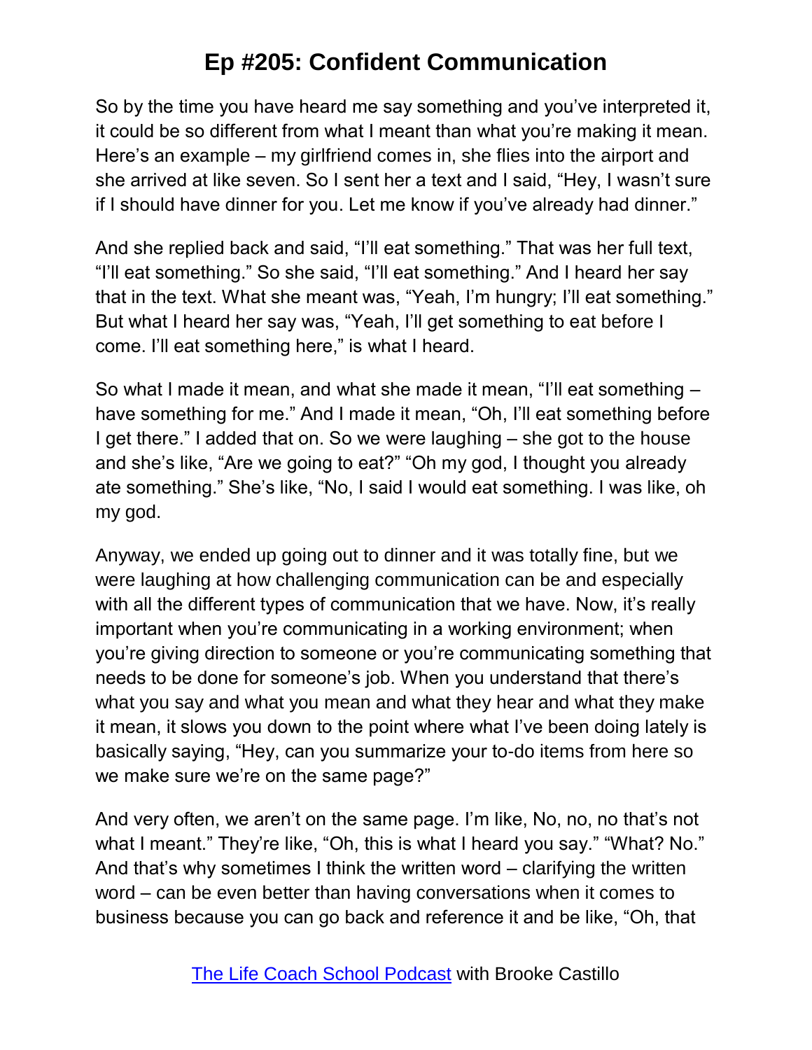So by the time you have heard me say something and you've interpreted it, it could be so different from what I meant than what you're making it mean. Here's an example – my girlfriend comes in, she flies into the airport and she arrived at like seven. So I sent her a text and I said, "Hey, I wasn't sure if I should have dinner for you. Let me know if you've already had dinner."

And she replied back and said, "I'll eat something." That was her full text, "I'll eat something." So she said, "I'll eat something." And I heard her say that in the text. What she meant was, "Yeah, I'm hungry; I'll eat something." But what I heard her say was, "Yeah, I'll get something to eat before I come. I'll eat something here," is what I heard.

So what I made it mean, and what she made it mean, "I'll eat something – have something for me." And I made it mean, "Oh, I'll eat something before I get there." I added that on. So we were laughing – she got to the house and she's like, "Are we going to eat?" "Oh my god, I thought you already ate something." She's like, "No, I said I would eat something. I was like, oh my god.

Anyway, we ended up going out to dinner and it was totally fine, but we were laughing at how challenging communication can be and especially with all the different types of communication that we have. Now, it's really important when you're communicating in a working environment; when you're giving direction to someone or you're communicating something that needs to be done for someone's job. When you understand that there's what you say and what you mean and what they hear and what they make it mean, it slows you down to the point where what I've been doing lately is basically saying, "Hey, can you summarize your to-do items from here so we make sure we're on the same page?"

And very often, we aren't on the same page. I'm like, No, no, no that's not what I meant." They're like, "Oh, this is what I heard you say." "What? No." And that's why sometimes I think the written word – clarifying the written word – can be even better than having conversations when it comes to business because you can go back and reference it and be like, "Oh, that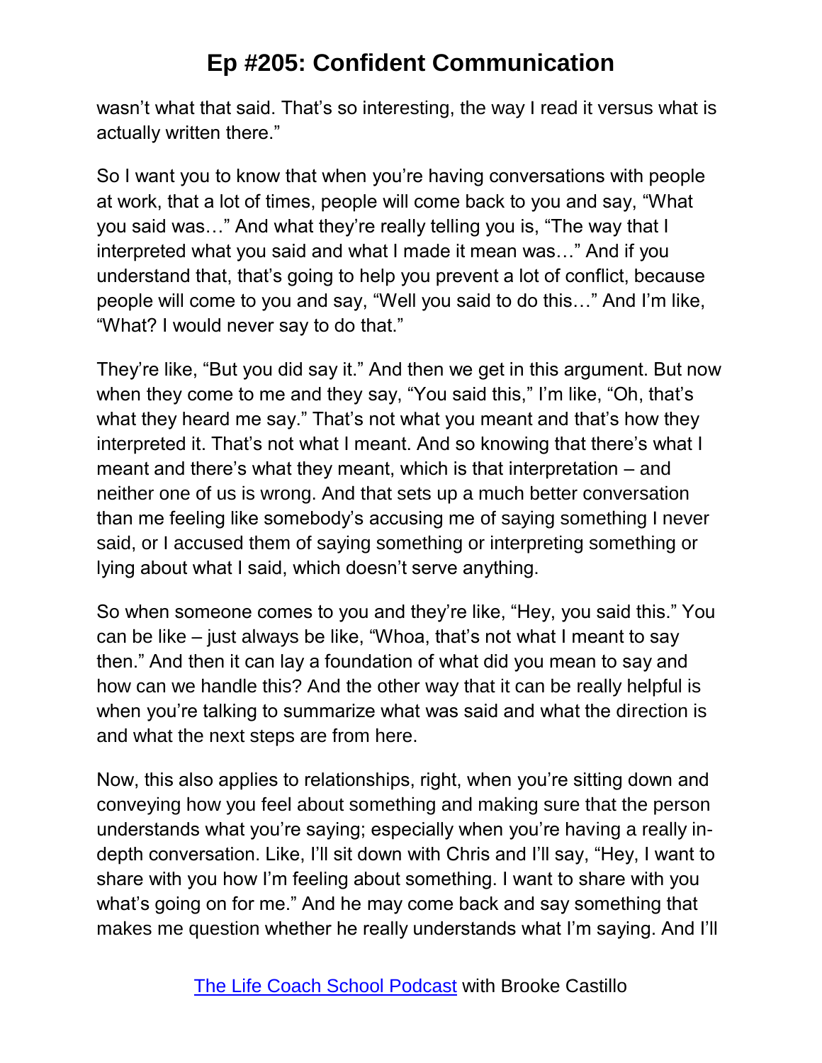wasn't what that said. That's so interesting, the way I read it versus what is actually written there."

So I want you to know that when you're having conversations with people at work, that a lot of times, people will come back to you and say, "What you said was…" And what they're really telling you is, "The way that I interpreted what you said and what I made it mean was…" And if you understand that, that's going to help you prevent a lot of conflict, because people will come to you and say, "Well you said to do this…" And I'm like, "What? I would never say to do that."

They're like, "But you did say it." And then we get in this argument. But now when they come to me and they say, "You said this," I'm like, "Oh, that's what they heard me say." That's not what you meant and that's how they interpreted it. That's not what I meant. And so knowing that there's what I meant and there's what they meant, which is that interpretation – and neither one of us is wrong. And that sets up a much better conversation than me feeling like somebody's accusing me of saying something I never said, or I accused them of saying something or interpreting something or lying about what I said, which doesn't serve anything.

So when someone comes to you and they're like, "Hey, you said this." You can be like – just always be like, "Whoa, that's not what I meant to say then." And then it can lay a foundation of what did you mean to say and how can we handle this? And the other way that it can be really helpful is when you're talking to summarize what was said and what the direction is and what the next steps are from here.

Now, this also applies to relationships, right, when you're sitting down and conveying how you feel about something and making sure that the person understands what you're saying; especially when you're having a really in-depth conversation. Like, I'll sit down with Chris and I'll say, "Hey, I want to share with you how I'm feeling about something. I want to share with you what's going on for me." And he may come back and say something that makes me question whether he really understands what I'm saying. And I'll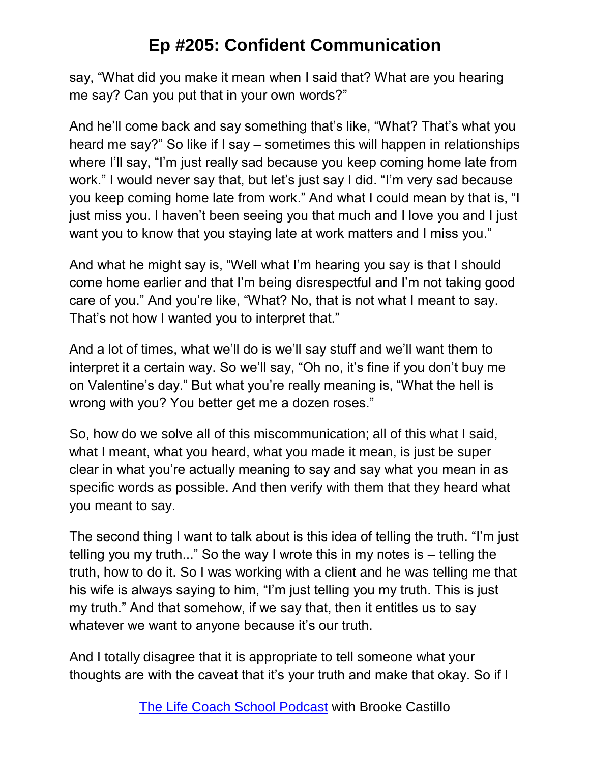say, “What did you make it mean when I said that? What are you hearing me say? Can you put that in your own words?”

And he’ll come back and say something that’s like, “What? That’s what you heard me say?” So like if I say – sometimes this will happen in relationships where I’ll say, “I’m just really sad because you keep coming home late from work.” I would never say that, but let’s just say I did. “I’m very sad because you keep coming home late from work.” And what I could mean by that is, “I just miss you. I haven’t been seeing you that much and I love you and I just want you to know that you staying late at work matters and I miss you.”

And what he might say is, “Well what I’m hearing you say is that I should come home earlier and that I’m being disrespectful and I’m not taking good care of you.” And you’re like, “What? No, that is not what I meant to say. That’s not how I wanted you to interpret that.”

And a lot of times, what we’ll do is we’ll say stuff and we’ll want them to interpret it a certain way. So we’ll say, “Oh no, it’s fine if you don’t buy me on Valentine’s day.” But what you’re really meaning is, “What the hell is wrong with you? You better get me a dozen roses.”

So, how do we solve all of this miscommunication; all of this what I said, what I meant, what you heard, what you made it mean, is just be super clear in what you’re actually meaning to say and say what you mean in as specific words as possible. And then verify with them that they heard what you meant to say.

The second thing I want to talk about is this idea of telling the truth. “I’m just telling you my truth...” So the way I wrote this in my notes is – telling the truth, how to do it. So I was working with a client and he was telling me that his wife is always saying to him, “I’m just telling you my truth. This is just my truth.” And that somehow, if we say that, then it entitles us to say whatever we want to anyone because it’s our truth.

And I totally disagree that it is appropriate to tell someone what your thoughts are with the caveat that it’s your truth and make that okay. So if I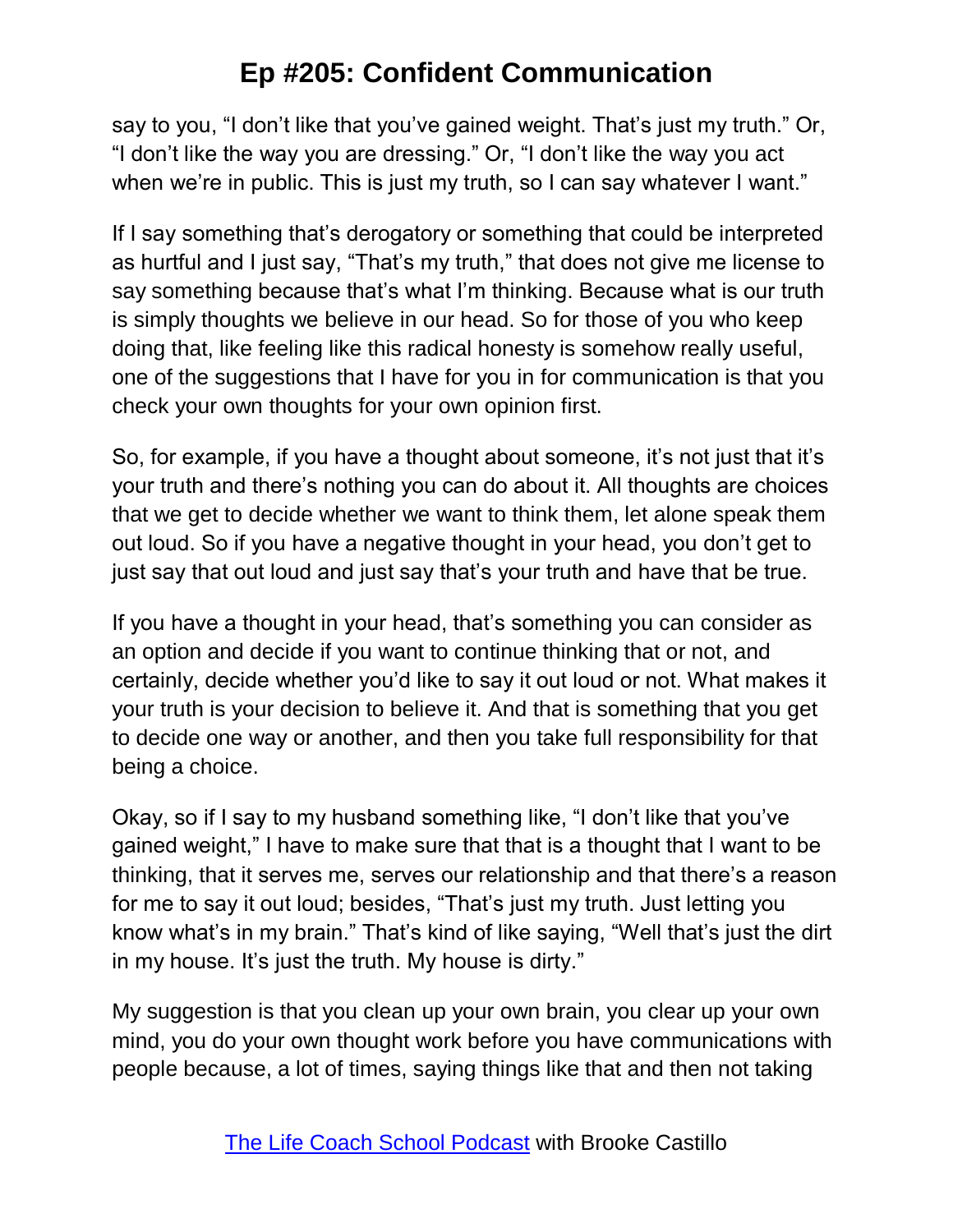say to you, "I don't like that you've gained weight. That's just my truth." Or, "I don't like the way you are dressing." Or, "I don't like the way you act when we're in public. This is just my truth, so I can say whatever I want."

If I say something that's derogatory or something that could be interpreted as hurtful and I just say, "That's my truth," that does not give me license to say something because that's what I'm thinking. Because what is our truth is simply thoughts we believe in our head. So for those of you who keep doing that, like feeling like this radical honesty is somehow really useful, one of the suggestions that I have for you in for communication is that you check your own thoughts for your own opinion first.

So, for example, if you have a thought about someone, it's not just that it's your truth and there's nothing you can do about it. All thoughts are choices that we get to decide whether we want to think them, let alone speak them out loud. So if you have a negative thought in your head, you don't get to just say that out loud and just say that's your truth and have that be true.

If you have a thought in your head, that's something you can consider as an option and decide if you want to continue thinking that or not, and certainly, decide whether you'd like to say it out loud or not. What makes it your truth is your decision to believe it. And that is something that you get to decide one way or another, and then you take full responsibility for that being a choice.

Okay, so if I say to my husband something like, "I don't like that you've gained weight," I have to make sure that that is a thought that I want to be thinking, that it serves me, serves our relationship and that there's a reason for me to say it out loud; besides, "That's just my truth. Just letting you know what's in my brain." That's kind of like saying, "Well that's just the dirt in my house. It's just the truth. My house is dirty."

My suggestion is that you clean up your own brain, you clear up your own mind, you do your own thought work before you have communications with people because, a lot of times, saying things like that and then not taking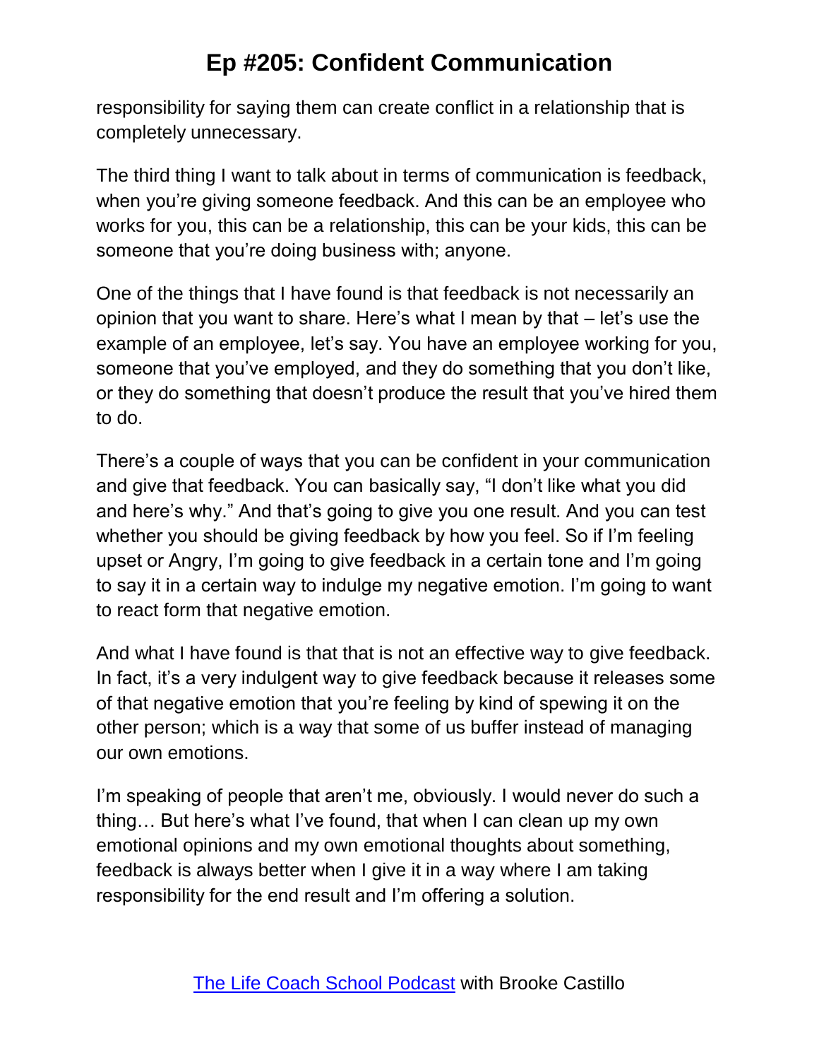responsibility for saying them can create conflict in a relationship that is completely unnecessary.

The third thing I want to talk about in terms of communication is feedback, when you're giving someone feedback. And this can be an employee who works for you, this can be a relationship, this can be your kids, this can be someone that you're doing business with; anyone.

One of the things that I have found is that feedback is not necessarily an opinion that you want to share. Here's what I mean by that – let's use the example of an employee, let's say. You have an employee working for you, someone that you've employed, and they do something that you don't like, or they do something that doesn't produce the result that you've hired them to do.

There's a couple of ways that you can be confident in your communication and give that feedback. You can basically say, "I don't like what you did and here's why." And that's going to give you one result. And you can test whether you should be giving feedback by how you feel. So if I'm feeling upset or Angry, I'm going to give feedback in a certain tone and I'm going to say it in a certain way to indulge my negative emotion. I'm going to want to react form that negative emotion.

And what I have found is that that is not an effective way to give feedback. In fact, it's a very indulgent way to give feedback because it releases some of that negative emotion that you're feeling by kind of spewing it on the other person; which is a way that some of us buffer instead of managing our own emotions.

I'm speaking of people that aren't me, obviously. I would never do such a thing… But here's what I've found, that when I can clean up my own emotional opinions and my own emotional thoughts about something, feedback is always better when I give it in a way where I am taking responsibility for the end result and I'm offering a solution.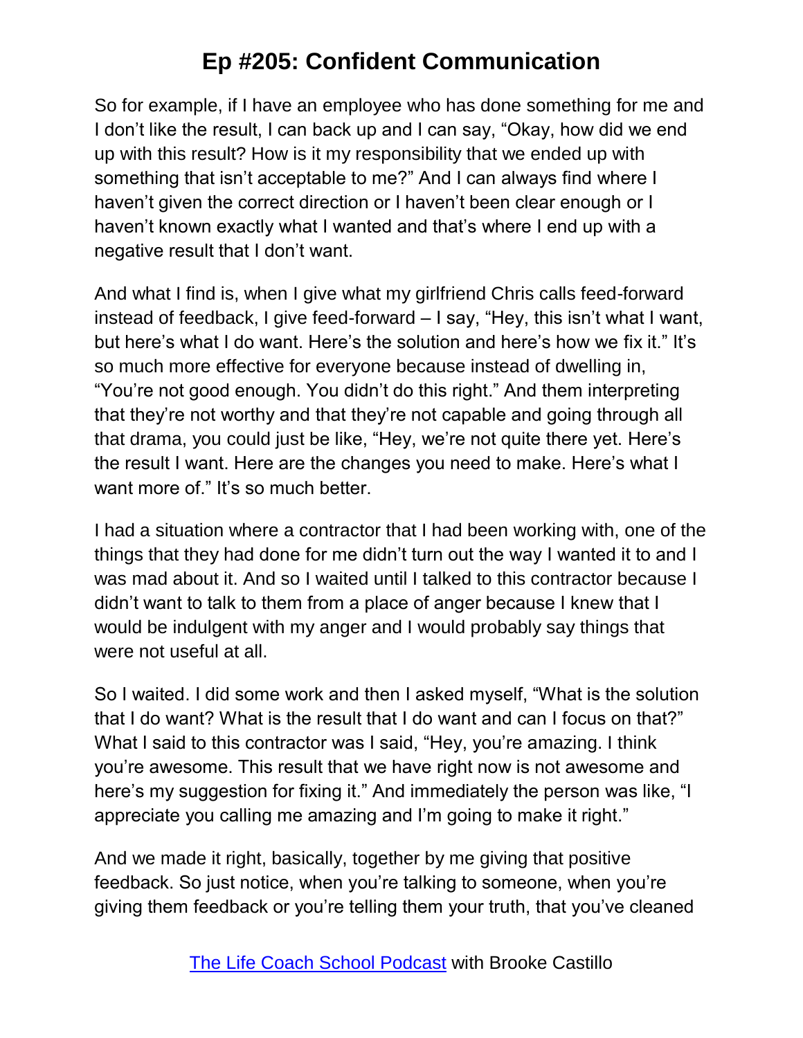So for example, if I have an employee who has done something for me and I don't like the result, I can back up and I can say, "Okay, how did we end up with this result? How is it my responsibility that we ended up with something that isn't acceptable to me?" And I can always find where I haven't given the correct direction or I haven't been clear enough or I haven't known exactly what I wanted and that's where I end up with a negative result that I don't want.

And what I find is, when I give what my girlfriend Chris calls feed-forward instead of feedback, I give feed-forward – I say, "Hey, this isn't what I want, but here's what I do want. Here's the solution and here's how we fix it." It's so much more effective for everyone because instead of dwelling in, "You're not good enough. You didn't do this right." And them interpreting that they're not worthy and that they're not capable and going through all that drama, you could just be like, "Hey, we're not quite there yet. Here's the result I want. Here are the changes you need to make. Here's what I want more of." It's so much better.

I had a situation where a contractor that I had been working with, one of the things that they had done for me didn't turn out the way I wanted it to and I was mad about it. And so I waited until I talked to this contractor because I didn't want to talk to them from a place of anger because I knew that I would be indulgent with my anger and I would probably say things that were not useful at all.

So I waited. I did some work and then I asked myself, "What is the solution that I do want? What is the result that I do want and can I focus on that?" What I said to this contractor was I said, "Hey, you're amazing. I think you're awesome. This result that we have right now is not awesome and here's my suggestion for fixing it." And immediately the person was like, "I appreciate you calling me amazing and I'm going to make it right."

And we made it right, basically, together by me giving that positive feedback. So just notice, when you're talking to someone, when you're giving them feedback or you're telling them your truth, that you've cleaned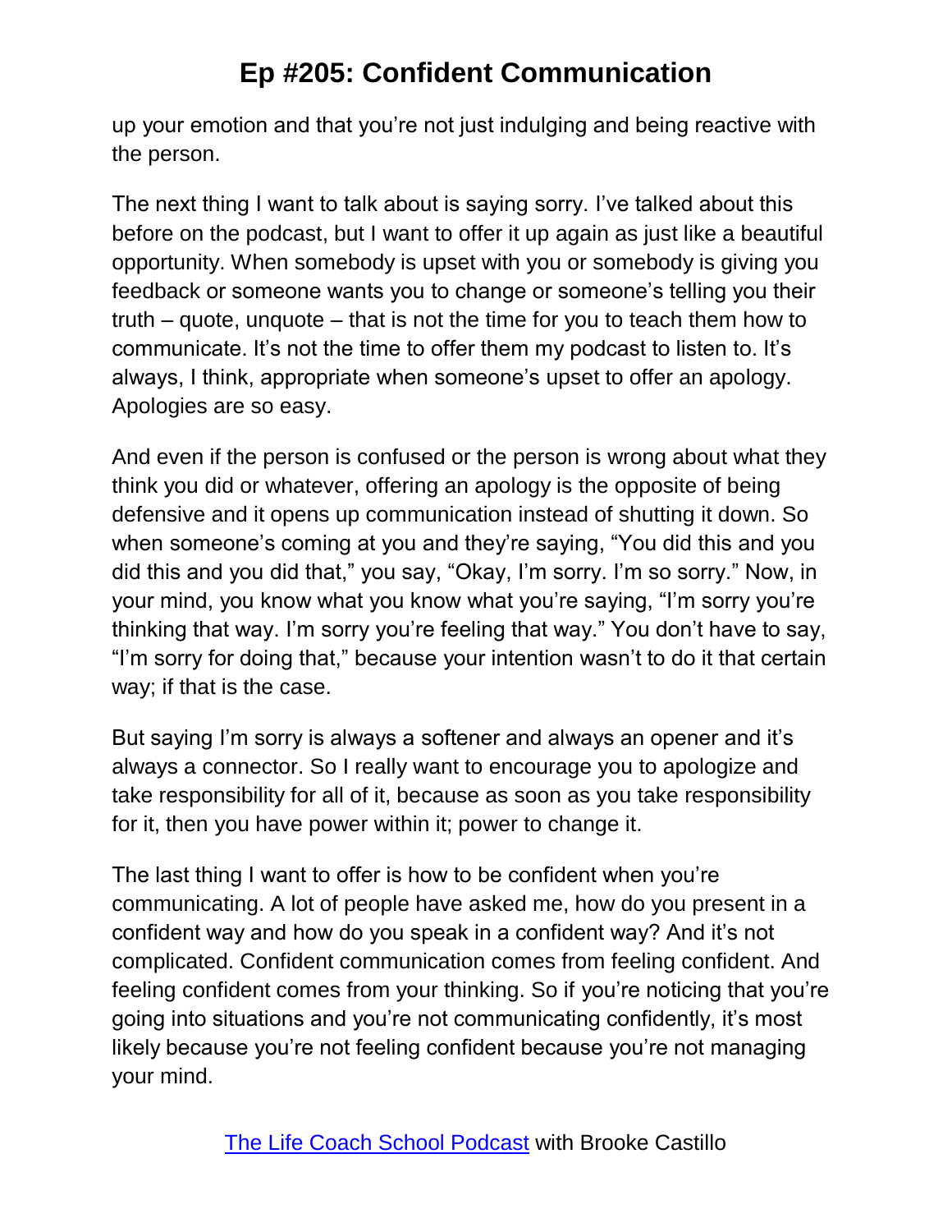up your emotion and that you're not just indulging and being reactive with the person.

The next thing I want to talk about is saying sorry. I've talked about this before on the podcast, but I want to offer it up again as just like a beautiful opportunity. When somebody is upset with you or somebody is giving you feedback or someone wants you to change or someone's telling you their truth – quote, unquote – that is not the time for you to teach them how to communicate. It's not the time to offer them my podcast to listen to. It's always, I think, appropriate when someone's upset to offer an apology. Apologies are so easy.

And even if the person is confused or the person is wrong about what they think you did or whatever, offering an apology is the opposite of being defensive and it opens up communication instead of shutting it down. So when someone's coming at you and they're saying, "You did this and you did this and you did that," you say, "Okay, I'm sorry. I'm so sorry." Now, in your mind, you know what you know what you're saying, "I'm sorry you're thinking that way. I'm sorry you're feeling that way." You don't have to say, "I'm sorry for doing that," because your intention wasn't to do it that certain way; if that is the case.

But saying I'm sorry is always a softener and always an opener and it's always a connector. So I really want to encourage you to apologize and take responsibility for all of it, because as soon as you take responsibility for it, then you have power within it; power to change it.

The last thing I want to offer is how to be confident when you're communicating. A lot of people have asked me, how do you present in a confident way and how do you speak in a confident way? And it's not complicated. Confident communication comes from feeling confident. And feeling confident comes from your thinking. So if you're noticing that you're going into situations and you're not communicating confidently, it's most likely because you're not feeling confident because you're not managing your mind.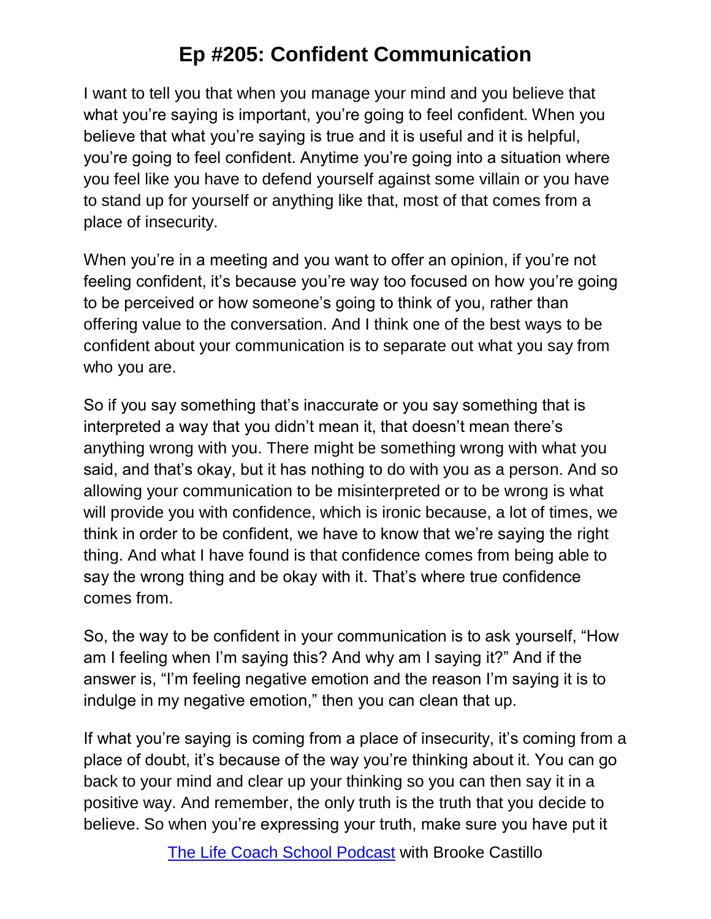I want to tell you that when you manage your mind and you believe that what you're saying is important, you're going to feel confident. When you believe that what you're saying is true and it is useful and it is helpful, you're going to feel confident. Anytime you're going into a situation where you feel like you have to defend yourself against some villain or you have to stand up for yourself or anything like that, most of that comes from a place of insecurity.

When you're in a meeting and you want to offer an opinion, if you're not feeling confident, it's because you're way too focused on how you're going to be perceived or how someone's going to think of you, rather than offering value to the conversation. And I think one of the best ways to be confident about your communication is to separate out what you say from who you are.

So if you say something that's inaccurate or you say something that is interpreted a way that you didn't mean it, that doesn't mean there's anything wrong with you. There might be something wrong with what you said, and that's okay, but it has nothing to do with you as a person. And so allowing your communication to be misinterpreted or to be wrong is what will provide you with confidence, which is ironic because, a lot of times, we think in order to be confident, we have to know that we're saying the right thing. And what I have found is that confidence comes from being able to say the wrong thing and be okay with it. That's where true confidence comes from.

So, the way to be confident in your communication is to ask yourself, "How am I feeling when I'm saying this? And why am I saying it?" And if the answer is, "I'm feeling negative emotion and the reason I'm saying it is to indulge in my negative emotion," then you can clean that up.

If what you're saying is coming from a place of insecurity, it's coming from a place of doubt, it's because of the way you're thinking about it. You can go back to your mind and clear up your thinking so you can then say it in a positive way. And remember, the only truth is the truth that you decide to believe. So when you're expressing your truth, make sure you have put it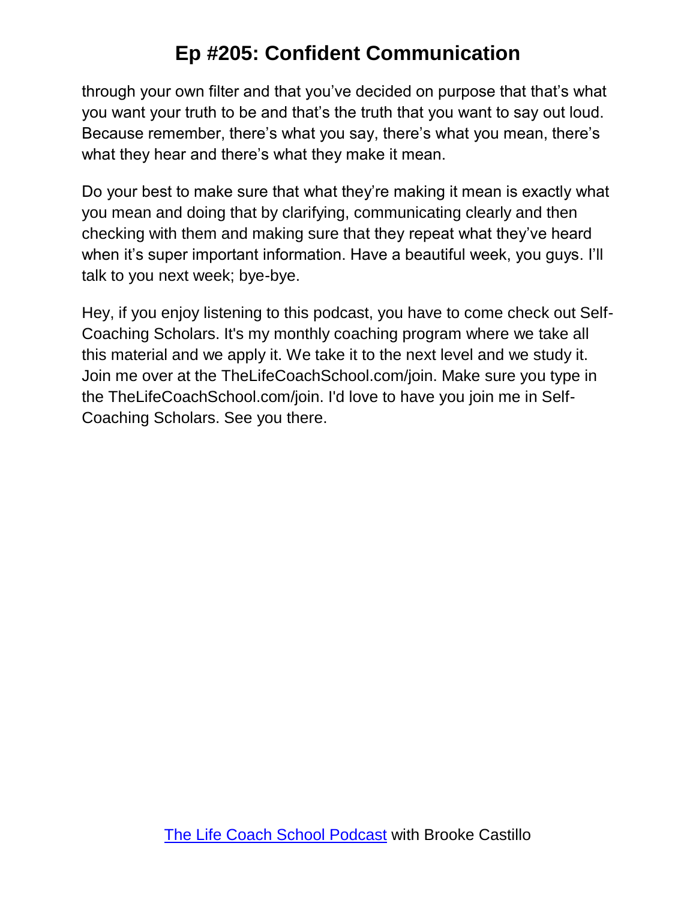through your own filter and that you've decided on purpose that that's what you want your truth to be and that's the truth that you want to say out loud. Because remember, there's what you say, there's what you mean, there's what they hear and there's what they make it mean.

Do your best to make sure that what they're making it mean is exactly what you mean and doing that by clarifying, communicating clearly and then checking with them and making sure that they repeat what they've heard when it's super important information. Have a beautiful week, you guys. I'll talk to you next week; bye-bye.

Hey, if you enjoy listening to this podcast, you have to come check out Self-Coaching Scholars. It's my monthly coaching program where we take all this material and we apply it. We take it to the next level and we study it. Join me over at the TheLifeCoachSchool.com/join. Make sure you type in the TheLifeCoachSchool.com/join. I'd love to have you join me in Self-Coaching Scholars. See you there.